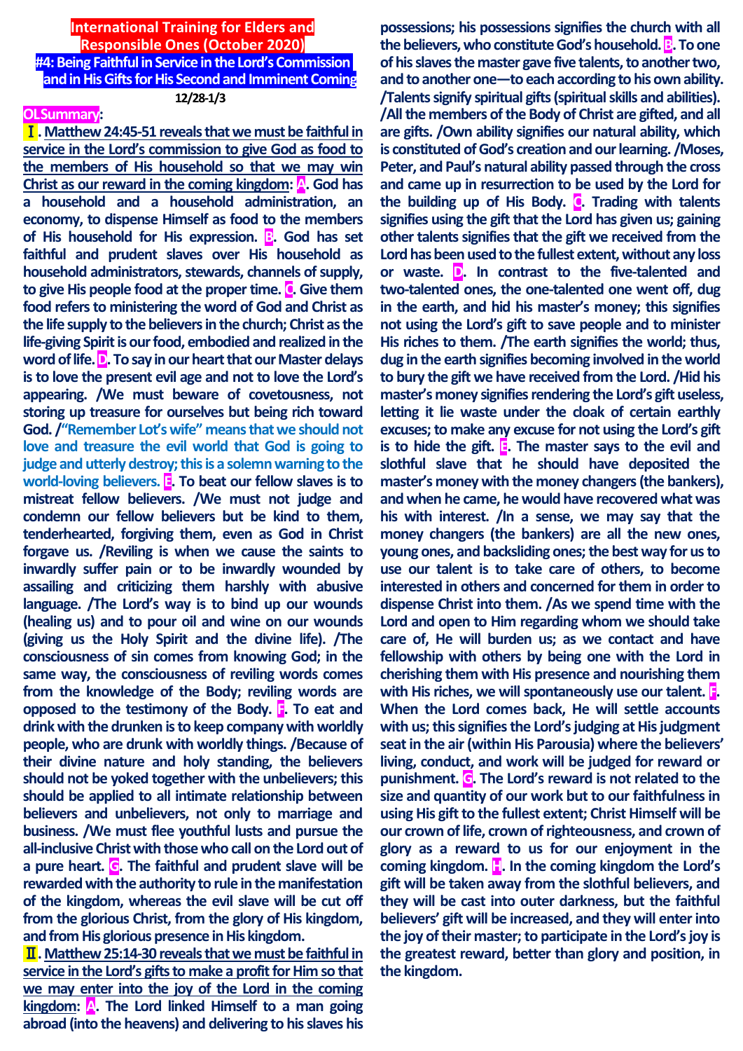# International Training for Elders and Responsible Ones (October 2020)

## #4: Being Faithful in Service in the Lord's Commission and in His Gifts for His Second and Imminent Coming

12/28-1/3

**OLSummary:**

**Ⅰ. Matthew 24:45-51 reveals that we must be faithful in service in the Lord's commission to give God as food to the members of His household so that we may win Christ as our reward in the coming kingdom:** **A**. God has a household and a household administration, an economy, to dispense Himself as food to the members of His household for His expression. **B**. God has set faithful and prudent slaves over His household as household administrators, stewards, channels of supply, to give His people food at the proper time. **C**. Give them food refers to ministering the word of God and Christ as the life supply to the believers in the church; Christ as the life-giving Spirit is our food, embodied and realized in the word of life. **D**. To say in our heart that our Master delays is to love the present evil age and not to love the Lord's appearing. /We must beware of covetousness, not storing up treasure for ourselves but being rich toward God. /"Remember Lot's wife" means that we should not love and treasure the evil world that God is going to judge and utterly destroy; this is a solemn warning to the world-loving believers. **E**. To beat our fellow slaves is to mistreat fellow believers. /We must not judge and condemn our fellow believers but be kind to them, tenderhearted, forgiving them, even as God in Christ forgave us. /Reviling is when we cause the saints to inwardly suffer pain or to be inwardly wounded by assailing and criticizing them harshly with abusive language. /The Lord's way is to bind up our wounds (healing us) and to pour oil and wine on our wounds (giving us the Holy Spirit and the divine life). /The consciousness of sin comes from knowing God; in the same way, the consciousness of reviling words comes from the knowledge of the Body; reviling words are opposed to the testimony of the Body. **F**. To eat and drink with the drunken is to keep company with worldly people, who are drunk with worldly things. /Because of their divine nature and holy standing, the believers should not be yoked together with the unbelievers; this should be applied to all intimate relationship between believers and unbelievers, not only to marriage and business. /We must flee youthful lusts and pursue the all-inclusive Christ with those who call on the Lord out of a pure heart. **G**. The faithful and prudent slave will be rewarded with the authority to rule in the manifestation of the kingdom, whereas the evil slave will be cut off from the glorious Christ, from the glory of His kingdom, and from His glorious presence in His kingdom.

**Ⅱ. Matthew 25:14-30 reveals that we must be faithful in service in the Lord's gifts to make a profit for Him so that we may enter into the joy of the Lord in the coming kingdom:** **A**. The Lord linked Himself to a man going abroad (into the heavens) and delivering to his slaves his possessions; his possessions signifies the church with all the believers, who constitute God's household. **B**. To one of his slaves the master gave five talents, to another two, and to another one—to each according to his own ability. /Talents signify spiritual gifts (spiritual skills and abilities). /All the members of the Body of Christ are gifted, and all are gifts. /Own ability signifies our natural ability, which is constituted of God's creation and our learning. /Moses, Peter, and Paul's natural ability passed through the cross and came up in resurrection to be used by the Lord for the building up of His Body. **C**. Trading with talents signifies using the gift that the Lord has given us; gaining other talents signifies that the gift we received from the Lord has been used to the fullest extent, without any loss or waste. **D**. In contrast to the five-talented and two-talented ones, the one-talented one went off, dug in the earth, and hid his master's money; this signifies not using the Lord's gift to save people and to minister His riches to them. /The earth signifies the world; thus, dug in the earth signifies becoming involved in the world to bury the gift we have received from the Lord. /Hid his master's money signifies rendering the Lord's gift useless, letting it lie waste under the cloak of certain earthly excuses; to make any excuse for not using the Lord's gift is to hide the gift. **E**. The master says to the evil and slothful slave that he should have deposited the master's money with the money changers (the bankers), and when he came, he would have recovered what was his with interest. /In a sense, we may say that the money changers (the bankers) are all the new ones, young ones, and backsliding ones; the best way for us to use our talent is to take care of others, to become interested in others and concerned for them in order to dispense Christ into them. /As we spend time with the Lord and open to Him regarding whom we should take care of, He will burden us; as we contact and have fellowship with others by being one with the Lord in cherishing them with His presence and nourishing them with His riches, we will spontaneously use our talent. **F**. When the Lord comes back, He will settle accounts with us; this signifies the Lord's judging at His judgment seat in the air (within His Parousia) where the believers' living, conduct, and work will be judged for reward or punishment. **G**. The Lord's reward is not related to the size and quantity of our work but to our faithfulness in using His gift to the fullest extent; Christ Himself will be our crown of life, crown of righteousness, and crown of glory as a reward to us for our enjoyment in the coming kingdom. **H**. In the coming kingdom the Lord's gift will be taken away from the slothful believers, and they will be cast into outer darkness, but the faithful believers' gift will be increased, and they will enter into the joy of their master; to participate in the Lord's joy is the greatest reward, better than glory and position, in the kingdom.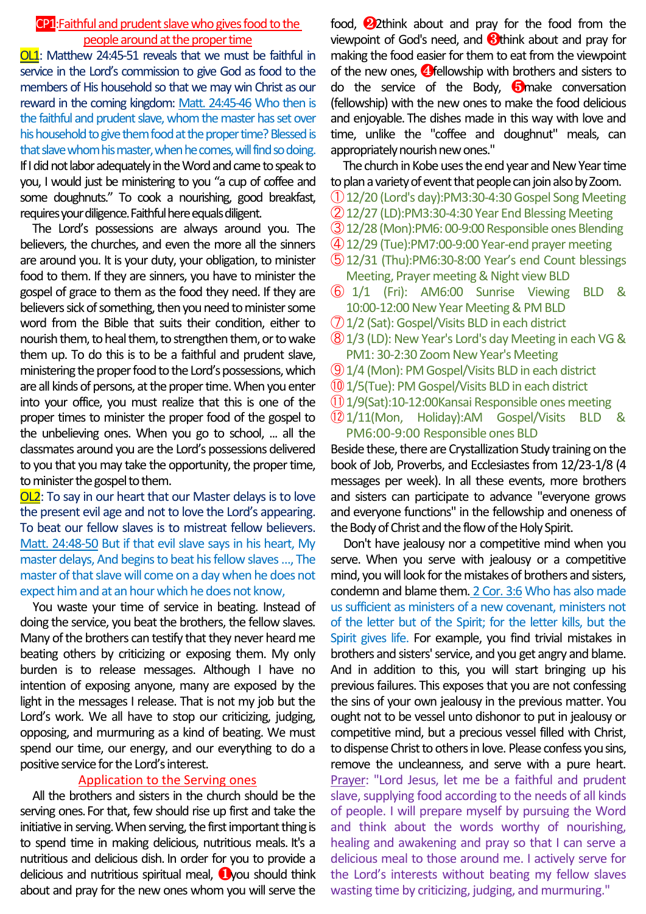## CP1:Faithful and prudent slave who gives food to the people around at the proper time

OL1: Matthew 24:45-51 reveals that we must be faithful in service in the Lord's commission to give God as food to the members of His household so that we may win Christ as our reward in the coming kingdom: Matt. 24:45-46 Who then is the faithful and prudent slave, whom the master has set over his household to give them food at the proper time? Blessed is that slave whom his master, when he comes, will find so doing.

If I did not labor adequately in the Word and came to speak to you, I would just be ministering to you "a cup of coffee and some doughnuts." To cook a nourishing, good breakfast, requires your diligence. Faithful here equals diligent.

The Lord's possessions are always around you. The believers, the churches, and even the more all the sinners are around you. It is your duty, your obligation, to minister food to them. If they are sinners, you have to minister the gospel of grace to them as the food they need. If they are believers sick of something, then you need to minister some word from the Bible that suits their condition, either to nourish them, to heal them, to strengthen them, or to wake them up. To do this is to be a faithful and prudent slave, ministering the proper food to the Lord's possessions, which are all kinds of persons, at the proper time. When you enter into your office, you must realize that this is one of the proper times to minister the proper food of the gospel to the unbelieving ones. When you go to school, ... all the classmates around you are the Lord's possessions delivered to you that you may take the opportunity, the proper time, to minister the gospel to them.

OL2: To say in our heart that our Master delays is to love the present evil age and not to love the Lord's appearing. To beat our fellow slaves is to mistreat fellow believers. Matt. 24:48-50 But if that evil slave says in his heart, My master delays, And begins to beat his fellow slaves ..., The master of that slave will come on a day when he does not expect him and at an hour which he does not know,

You waste your time of service in beating. Instead of doing the service, you beat the brothers, the fellow slaves. Many of the brothers can testify that they never heard me beating others by criticizing or exposing them. My only burden is to release messages. Although I have no intention of exposing anyone, many are exposed by the light in the messages I release. That is not my job but the Lord's work. We all have to stop our criticizing, judging, opposing, and murmuring as a kind of beating. We must spend our time, our energy, and our everything to do a positive service for the Lord's interest.

### Application to the Serving ones

All the brothers and sisters in the church should be the serving ones. For that, few should rise up first and take the initiative in serving. When serving, the first important thing is to spend time in making delicious, nutritious meals. It's a nutritious and delicious dish. In order for you to provide a delicious and nutritious spiritual meal, ❶you should think about and pray for the new ones whom you will serve the food, ❷think about and pray for the food from the viewpoint of God's need, and ❸think about and pray for making the food easier for them to eat from the viewpoint of the new ones, ❹fellowship with brothers and sisters to do the service of the Body, ❺make conversation (fellowship) with the new ones to make the food delicious and enjoyable. The dishes made in this way with love and time, unlike the "coffee and doughnut" meals, can appropriately nourish new ones."

The church in Kobe uses the end year and New Year time to plan a variety of event that people can join also by Zoom.

① 12/20 (Lord's day):PM3:30-4:30 Gospel Song Meeting
② 12/27 (LD):PM3:30-4:30 Year End Blessing Meeting
③ 12/28 (Mon):PM6: 00-9:00 Responsible ones Blending
④ 12/29 (Tue):PM7:00-9:00 Year-end prayer meeting
⑤ 12/31 (Thu):PM6:30-8:00 Year's end Count blessings Meeting, Prayer meeting & Night view BLD
⑥ 1/1 (Fri): AM6:00 Sunrise Viewing BLD & 10:00-12:00 New Year Meeting & PM BLD
⑦ 1/2 (Sat): Gospel/Visits BLD in each district
⑧ 1/3 (LD): New Year's Lord's day Meeting in each VG & PM1: 30-2:30 Zoom New Year's Meeting
⑨ 1/4 (Mon): PM Gospel/Visits BLD in each district
⑩ 1/5(Tue): PM Gospel/Visits BLD in each district
⑪ 1/9(Sat):10-12:00Kansai Responsible ones meeting
⑫ 1/11(Mon, Holiday):AM Gospel/Visits BLD & PM6:00-9:00 Responsible ones BLD

Beside these, there are Crystallization Study training on the book of Job, Proverbs, and Ecclesiastes from 12/23-1/8 (4 messages per week). In all these events, more brothers and sisters can participate to advance "everyone grows and everyone functions" in the fellowship and oneness of the Body of Christ and the flow of the Holy Spirit.

Don't have jealousy nor a competitive mind when you serve. When you serve with jealousy or a competitive mind, you will look for the mistakes of brothers and sisters, condemn and blame them. 2 Cor. 3:6 Who has also made us sufficient as ministers of a new covenant, ministers not of the letter but of the Spirit; for the letter kills, but the Spirit gives life. For example, you find trivial mistakes in brothers and sisters' service, and you get angry and blame. And in addition to this, you will start bringing up his previous failures. This exposes that you are not confessing the sins of your own jealousy in the previous matter. You ought not to be vessel unto dishonor to put in jealousy or competitive mind, but a precious vessel filled with Christ, to dispense Christ to others in love. Please confess you sins, remove the uncleanness, and serve with a pure heart.

Prayer: "Lord Jesus, let me be a faithful and prudent slave, supplying food according to the needs of all kinds of people. I will prepare myself by pursuing the Word and think about the words worthy of nourishing, healing and awakening and pray so that I can serve a delicious meal to those around me. I actively serve for the Lord's interests without beating my fellow slaves wasting time by criticizing, judging, and murmuring."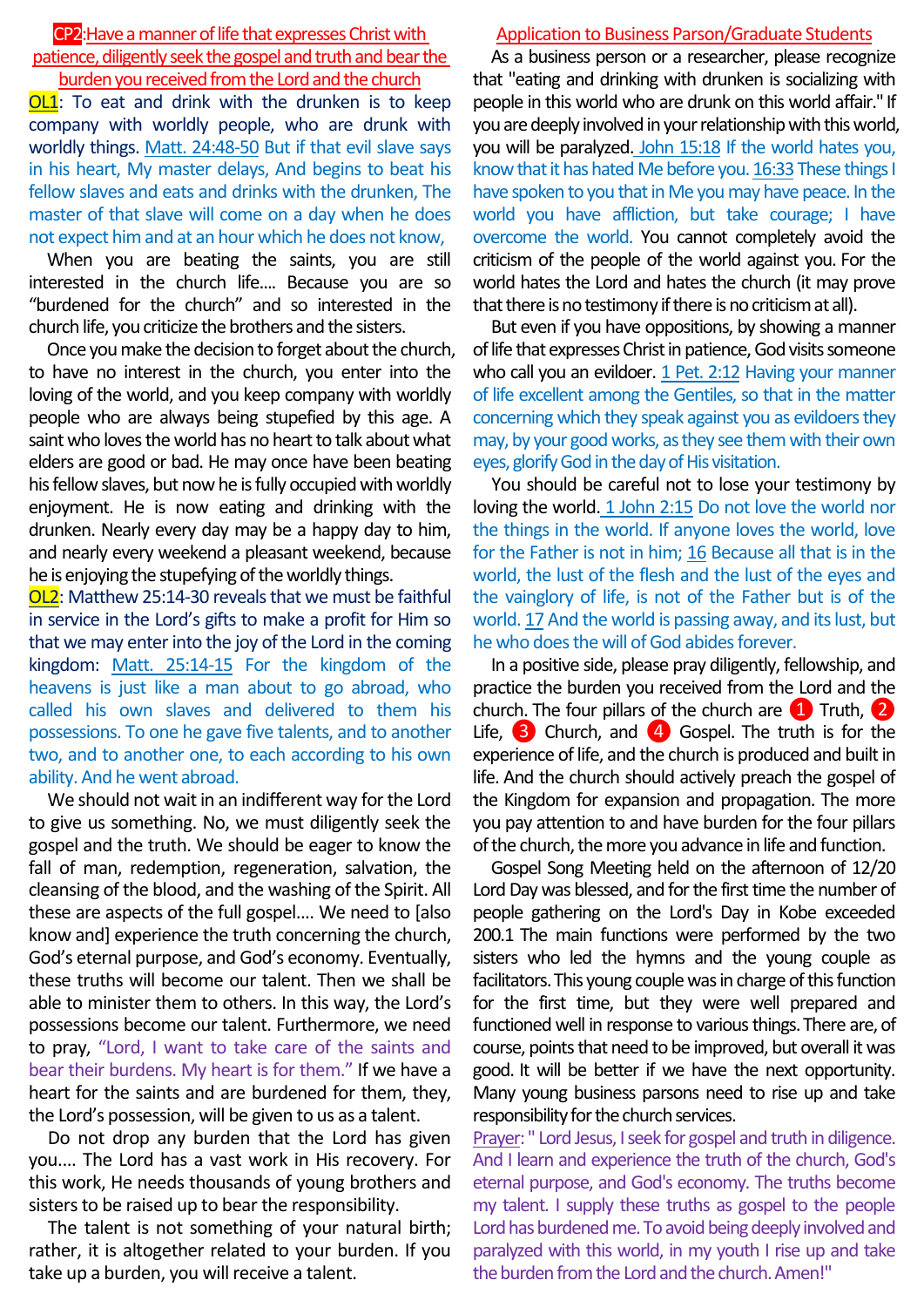## CP2: Have a manner of life that expresses Christ with patience, diligently seek the gospel and truth and bear the burden you received from the Lord and the church

**OL1**: To eat and drink with the drunken is to keep company with worldly people, who are drunk with worldly things. Matt. 24:48-50 But if that evil slave says in his heart, My master delays, And begins to beat his fellow slaves and eats and drinks with the drunken, The master of that slave will come on a day when he does not expect him and at an hour which he does not know,

When you are beating the saints, you are still interested in the church life.... Because you are so "burdened for the church" and so interested in the church life, you criticize the brothers and the sisters.

Once you make the decision to forget about the church, to have no interest in the church, you enter into the loving of the world, and you keep company with worldly people who are always being stupefied by this age. A saint who loves the world has no heart to talk about what elders are good or bad. He may once have been beating his fellow slaves, but now he is fully occupied with worldly enjoyment. He is now eating and drinking with the drunken. Nearly every day may be a happy day to him, and nearly every weekend a pleasant weekend, because he is enjoying the stupefying of the worldly things.

**OL2**: Matthew 25:14-30 reveals that we must be faithful in service in the Lord's gifts to make a profit for Him so that we may enter into the joy of the Lord in the coming kingdom: Matt. 25:14-15 For the kingdom of the heavens is just like a man about to go abroad, who called his own slaves and delivered to them his possessions. To one he gave five talents, and to another two, and to another one, to each according to his own ability. And he went abroad.

We should not wait in an indifferent way for the Lord to give us something. No, we must diligently seek the gospel and the truth. We should be eager to know the fall of man, redemption, regeneration, salvation, the cleansing of the blood, and the washing of the Spirit. All these are aspects of the full gospel.... We need to [also know and] experience the truth concerning the church, God's eternal purpose, and God's economy. Eventually, these truths will become our talent. Then we shall be able to minister them to others. In this way, the Lord's possessions become our talent. Furthermore, we need to pray, "Lord, I want to take care of the saints and bear their burdens. My heart is for them." If we have a heart for the saints and are burdened for them, they, the Lord's possession, will be given to us as a talent.

Do not drop any burden that the Lord has given you.... The Lord has a vast work in His recovery. For this work, He needs thousands of young brothers and sisters to be raised up to bear the responsibility.

The talent is not something of your natural birth; rather, it is altogether related to your burden. If you take up a burden, you will receive a talent.

### Application to Business Parson/Graduate Students

As a business person or a researcher, please recognize that "eating and drinking with drunken is socializing with people in this world who are drunk on this world affair." If you are deeply involved in your relationship with this world, you will be paralyzed. John 15:18 If the world hates you, know that it has hated Me before you. 16:33 These things I have spoken to you that in Me you may have peace. In the world you have affliction, but take courage; I have overcome the world. You cannot completely avoid the criticism of the people of the world against you. For the world hates the Lord and hates the church (it may prove that there is no testimony if there is no criticism at all).

But even if you have oppositions, by showing a manner of life that expresses Christ in patience, God visits someone who call you an evildoer. 1 Pet. 2:12 Having your manner of life excellent among the Gentiles, so that in the matter concerning which they speak against you as evildoers they may, by your good works, as they see them with their own eyes, glorify God in the day of His visitation.

You should be careful not to lose your testimony by loving the world. 1 John 2:15 Do not love the world nor the things in the world. If anyone loves the world, love for the Father is not in him; 16 Because all that is in the world, the lust of the flesh and the lust of the eyes and the vainglory of life, is not of the Father but is of the world. 17 And the world is passing away, and its lust, but he who does the will of God abides forever.

In a positive side, please pray diligently, fellowship, and practice the burden you received from the Lord and the church. The four pillars of the church are ❶ Truth, ❷ Life, ❸ Church, and ❹ Gospel. The truth is for the experience of life, and the church is produced and built in life. And the church should actively preach the gospel of the Kingdom for expansion and propagation. The more you pay attention to and have burden for the four pillars of the church, the more you advance in life and function.

Gospel Song Meeting held on the afternoon of 12/20 Lord Day was blessed, and for the first time the number of people gathering on the Lord's Day in Kobe exceeded 200.1 The main functions were performed by the two sisters who led the hymns and the young couple as facilitators. This young couple was in charge of this function for the first time, but they were well prepared and functioned well in response to various things. There are, of course, points that need to be improved, but overall it was good. It will be better if we have the next opportunity. Many young business parsons need to rise up and take responsibility for the church services.

Prayer: " Lord Jesus, I seek for gospel and truth in diligence. And I learn and experience the truth of the church, God's eternal purpose, and God's economy. The truths become my talent. I supply these truths as gospel to the people Lord has burdened me. To avoid being deeply involved and paralyzed with this world, in my youth I rise up and take the burden from the Lord and the church. Amen!"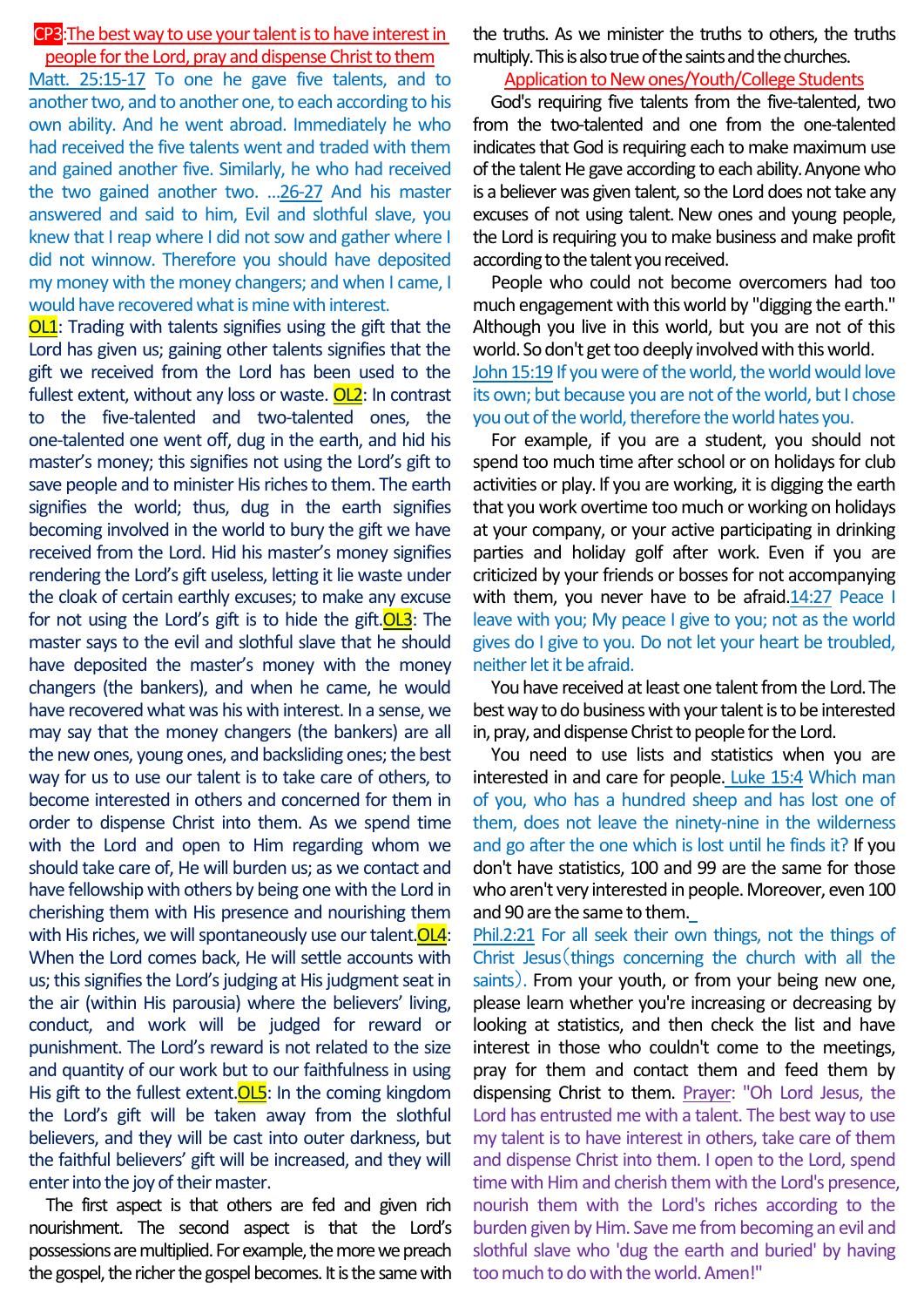## CP3:The best way to use your talent is to have interest in people for the Lord, pray and dispense Christ to them

Matt. 25:15-17 To one he gave five talents, and to another two, and to another one, to each according to his own ability. And he went abroad. Immediately he who had received the five talents went and traded with them and gained another five. Similarly, he who had received the two gained another two. …26-27 And his master answered and said to him, Evil and slothful slave, you knew that I reap where I did not sow and gather where I did not winnow. Therefore you should have deposited my money with the money changers; and when I came, I would have recovered what is mine with interest.

OL1: Trading with talents signifies using the gift that the Lord has given us; gaining other talents signifies that the gift we received from the Lord has been used to the fullest extent, without any loss or waste. OL2: In contrast to the five-talented and two-talented ones, the one-talented one went off, dug in the earth, and hid his master's money; this signifies not using the Lord's gift to save people and to minister His riches to them. The earth signifies the world; thus, dug in the earth signifies becoming involved in the world to bury the gift we have received from the Lord. Hid his master's money signifies rendering the Lord's gift useless, letting it lie waste under the cloak of certain earthly excuses; to make any excuse for not using the Lord's gift is to hide the gift.OL3: The master says to the evil and slothful slave that he should have deposited the master's money with the money changers (the bankers), and when he came, he would have recovered what was his with interest. In a sense, we may say that the money changers (the bankers) are all the new ones, young ones, and backsliding ones; the best way for us to use our talent is to take care of others, to become interested in others and concerned for them in order to dispense Christ into them. As we spend time with the Lord and open to Him regarding whom we should take care of, He will burden us; as we contact and have fellowship with others by being one with the Lord in cherishing them with His presence and nourishing them with His riches, we will spontaneously use our talent.OL4: When the Lord comes back, He will settle accounts with us; this signifies the Lord's judging at His judgment seat in the air (within His parousia) where the believers' living, conduct, and work will be judged for reward or punishment. The Lord's reward is not related to the size and quantity of our work but to our faithfulness in using His gift to the fullest extent.OL5: In the coming kingdom the Lord's gift will be taken away from the slothful believers, and they will be cast into outer darkness, but the faithful believers' gift will be increased, and they will enter into the joy of their master.

The first aspect is that others are fed and given rich nourishment. The second aspect is that the Lord's possessions are multiplied. For example, the more we preach the gospel, the richer the gospel becomes. It is the same with the truths. As we minister the truths to others, the truths multiply. This is also true of the saints and the churches.

### Application to New ones/Youth/College Students

God's requiring five talents from the five-talented, two from the two-talented and one from the one-talented indicates that God is requiring each to make maximum use of the talent He gave according to each ability. Anyone who is a believer was given talent, so the Lord does not take any excuses of not using talent. New ones and young people, the Lord is requiring you to make business and make profit according to the talent you received.

People who could not become overcomers had too much engagement with this world by "digging the earth." Although you live in this world, but you are not of this world. So don't get too deeply involved with this world. John 15:19 If you were of the world, the world would love its own; but because you are not of the world, but I chose you out of the world, therefore the world hates you.

For example, if you are a student, you should not spend too much time after school or on holidays for club activities or play. If you are working, it is digging the earth that you work overtime too much or working on holidays at your company, or your active participating in drinking parties and holiday golf after work. Even if you are criticized by your friends or bosses for not accompanying with them, you never have to be afraid.14:27 Peace I leave with you; My peace I give to you; not as the world gives do I give to you. Do not let your heart be troubled, neither let it be afraid.

You have received at least one talent from the Lord. The best way to do business with your talent is to be interested in, pray, and dispense Christ to people for the Lord.

You need to use lists and statistics when you are interested in and care for people. Luke 15:4 Which man of you, who has a hundred sheep and has lost one of them, does not leave the ninety-nine in the wilderness and go after the one which is lost until he finds it? If you don't have statistics, 100 and 99 are the same for those who aren't very interested in people. Moreover, even 100 and 90 are the same to them.

Phil.2:21 For all seek their own things, not the things of Christ Jesus(things concerning the church with all the saints). From your youth, or from your being new one, please learn whether you're increasing or decreasing by looking at statistics, and then check the list and have interest in those who couldn't come to the meetings, pray for them and contact them and feed them by dispensing Christ to them. Prayer: "Oh Lord Jesus, the Lord has entrusted me with a talent. The best way to use my talent is to have interest in others, take care of them and dispense Christ into them. I open to the Lord, spend time with Him and cherish them with the Lord's presence, nourish them with the Lord's riches according to the burden given by Him. Save me from becoming an evil and slothful slave who 'dug the earth and buried' by having too much to do with the world. Amen!"